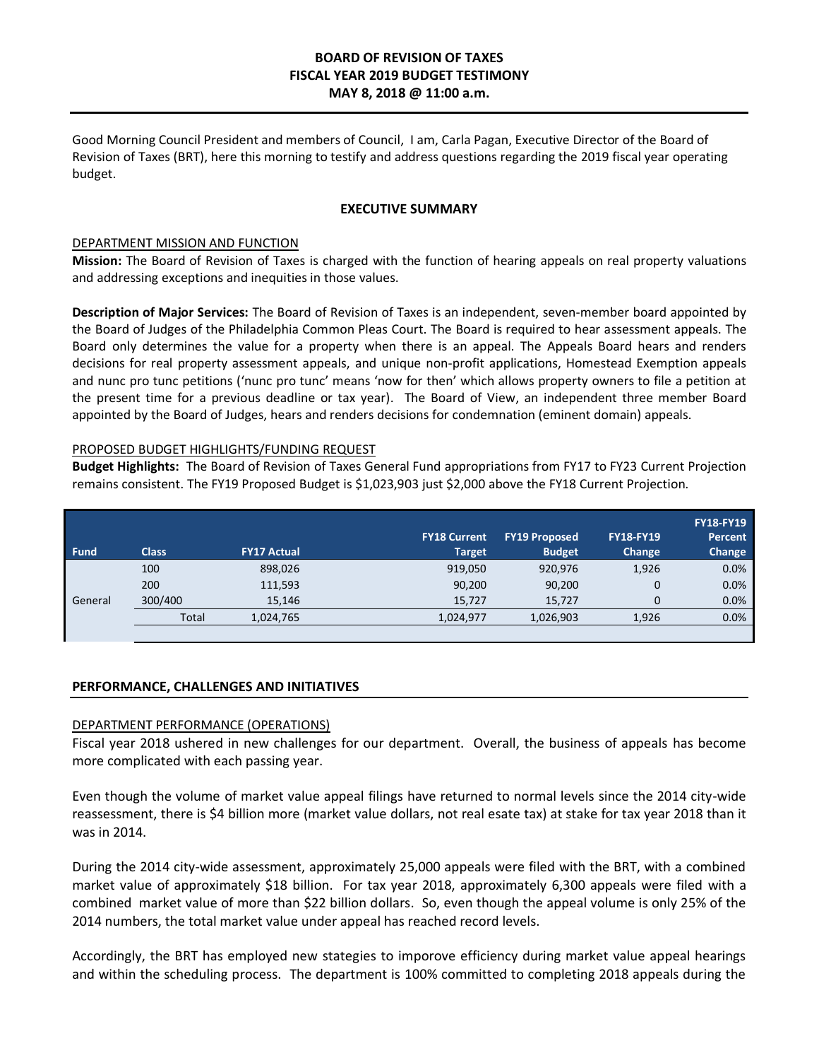# BOARD OF REVISION OF TAXES
# FISCAL YEAR 2019 BUDGET TESTIMONY
# MAY 8, 2018 @ 11:00 a.m.

Good Morning Council President and members of Council, I am, Carla Pagan, Executive Director of the Board of Revision of Taxes (BRT), here this morning to testify and address questions regarding the 2019 fiscal year operating budget.

## EXECUTIVE SUMMARY

### DEPARTMENT MISSION AND FUNCTION

**Mission:** The Board of Revision of Taxes is charged with the function of hearing appeals on real property valuations and addressing exceptions and inequities in those values.

**Description of Major Services:** The Board of Revision of Taxes is an independent, seven-member board appointed by the Board of Judges of the Philadelphia Common Pleas Court. The Board is required to hear assessment appeals. The Board only determines the value for a property when there is an appeal. The Appeals Board hears and renders decisions for real property assessment appeals, and unique non-profit applications, Homestead Exemption appeals and nunc pro tunc petitions ('nunc pro tunc' means 'now for then' which allows property owners to file a petition at the present time for a previous deadline or tax year). The Board of View, an independent three member Board appointed by the Board of Judges, hears and renders decisions for condemnation (eminent domain) appeals.

### PROPOSED BUDGET HIGHLIGHTS/FUNDING REQUEST

**Budget Highlights:** The Board of Revision of Taxes General Fund appropriations from FY17 to FY23 Current Projection remains consistent. The FY19 Proposed Budget is $1,023,903 just $2,000 above the FY18 Current Projection.

| Fund | Class | FY17 Actual | FY18 Current Target | FY19 Proposed Budget | FY18-FY19 Change | FY18-FY19 Percent Change |
|---|---|---|---|---|---|---|
| General | 100 | 898,026 | 919,050 | 920,976 | 1,926 | 0.0% |
| | 200 | 111,593 | 90,200 | 90,200 | 0 | 0.0% |
| | 300/400 | 15,146 | 15,727 | 15,727 | 0 | 0.0% |
| | Total | 1,024,765 | 1,024,977 | 1,026,903 | 1,926 | 0.0% |

## PERFORMANCE, CHALLENGES AND INITIATIVES

### DEPARTMENT PERFORMANCE (OPERATIONS)

Fiscal year 2018 ushered in new challenges for our department. Overall, the business of appeals has become more complicated with each passing year.

Even though the volume of market value appeal filings have returned to normal levels since the 2014 city-wide reassessment, there is $4 billion more (market value dollars, not real esate tax) at stake for tax year 2018 than it was in 2014.

During the 2014 city-wide assessment, approximately 25,000 appeals were filed with the BRT, with a combined market value of approximately $18 billion. For tax year 2018, approximately 6,300 appeals were filed with a combined market value of more than $22 billion dollars. So, even though the appeal volume is only 25% of the 2014 numbers, the total market value under appeal has reached record levels.

Accordingly, the BRT has employed new stategies to imporove efficiency during market value appeal hearings and within the scheduling process. The department is 100% committed to completing 2018 appeals during the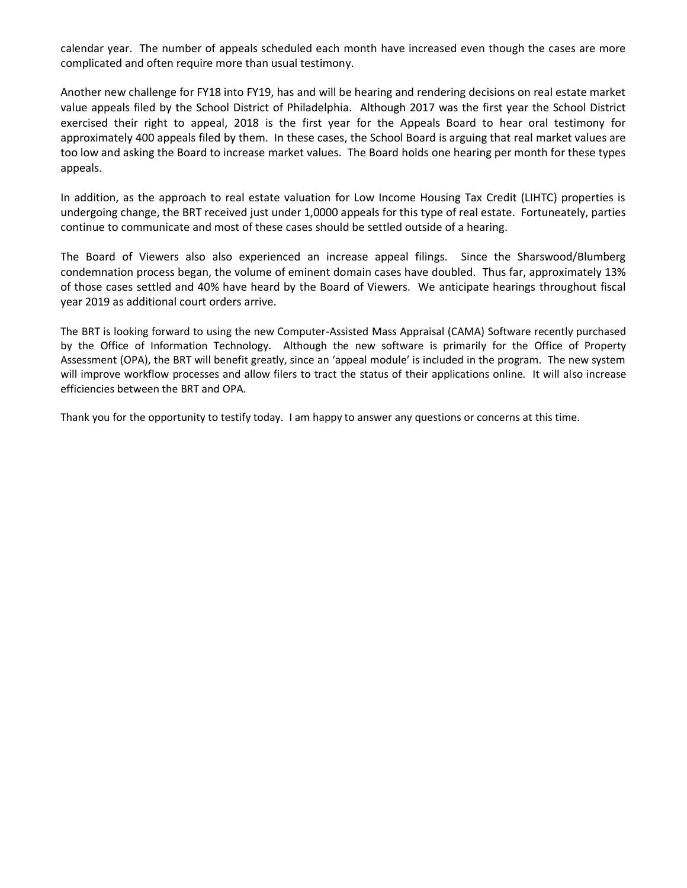calendar year. The number of appeals scheduled each month have increased even though the cases are more complicated and often require more than usual testimony.

Another new challenge for FY18 into FY19, has and will be hearing and rendering decisions on real estate market value appeals filed by the School District of Philadelphia. Although 2017 was the first year the School District exercised their right to appeal, 2018 is the first year for the Appeals Board to hear oral testimony for approximately 400 appeals filed by them. In these cases, the School Board is arguing that real market values are too low and asking the Board to increase market values. The Board holds one hearing per month for these types appeals.

In addition, as the approach to real estate valuation for Low Income Housing Tax Credit (LIHTC) properties is undergoing change, the BRT received just under 1,0000 appeals for this type of real estate. Fortuneately, parties continue to communicate and most of these cases should be settled outside of a hearing.

The Board of Viewers also also experienced an increase appeal filings. Since the Sharswood/Blumberg condemnation process began, the volume of eminent domain cases have doubled. Thus far, approximately 13% of those cases settled and 40% have heard by the Board of Viewers. We anticipate hearings throughout fiscal year 2019 as additional court orders arrive.

The BRT is looking forward to using the new Computer-Assisted Mass Appraisal (CAMA) Software recently purchased by the Office of Information Technology. Although the new software is primarily for the Office of Property Assessment (OPA), the BRT will benefit greatly, since an 'appeal module' is included in the program. The new system will improve workflow processes and allow filers to tract the status of their applications online. It will also increase efficiencies between the BRT and OPA.

Thank you for the opportunity to testify today. I am happy to answer any questions or concerns at this time.